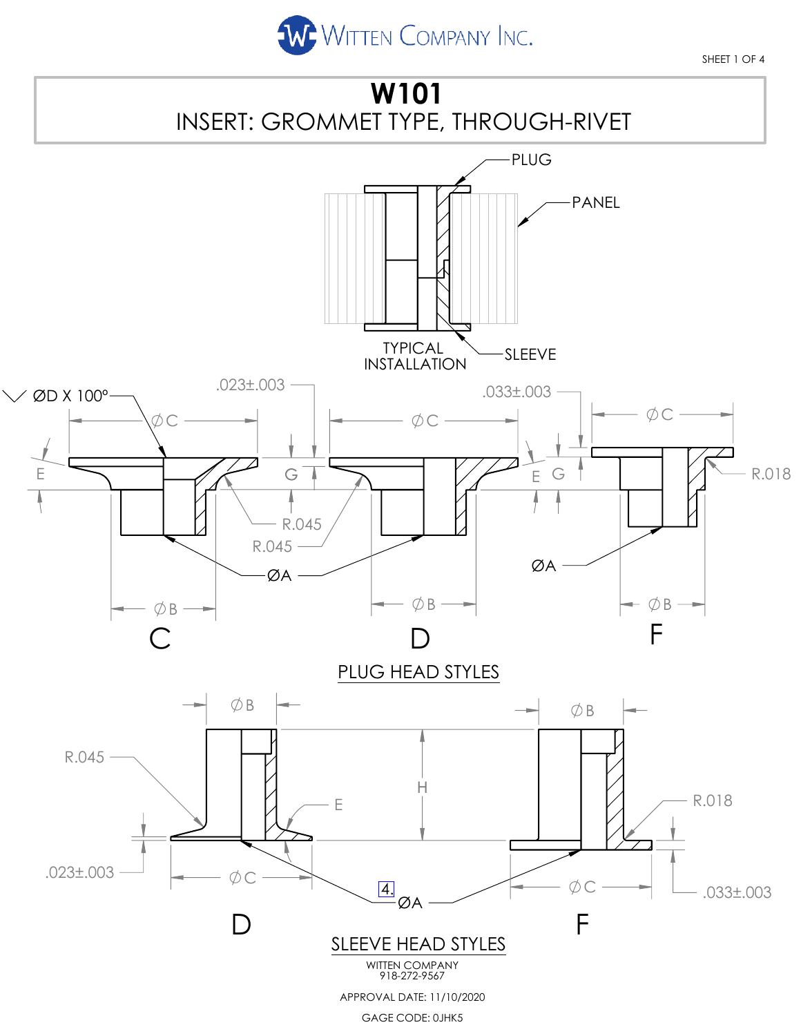WITTEN COMPANY INC.

# W101

## INSERT: GROMMET TYPE, THROUGH-RIVET

PLUG

PANEL

TYPICAL INSTALLATION

SLEEVE

ØD X 100°

.023±.003

.033±.003

ØC

ØC

ØC

E

G

E G

R.018

R.045

R.045

ØA

ØA

ØB

ØB

ØB

C

D

F

PLUG HEAD STYLES

ØB

ØB

R.045

H

E

R.018

.023±.003

ØC

ØC

.033±.003

4.

ØA

D

F

SLEEVE HEAD STYLES

WITTEN COMPANY
918-272-9567

APPROVAL DATE: 11/10/2020

GAGE CODE: 0JHK5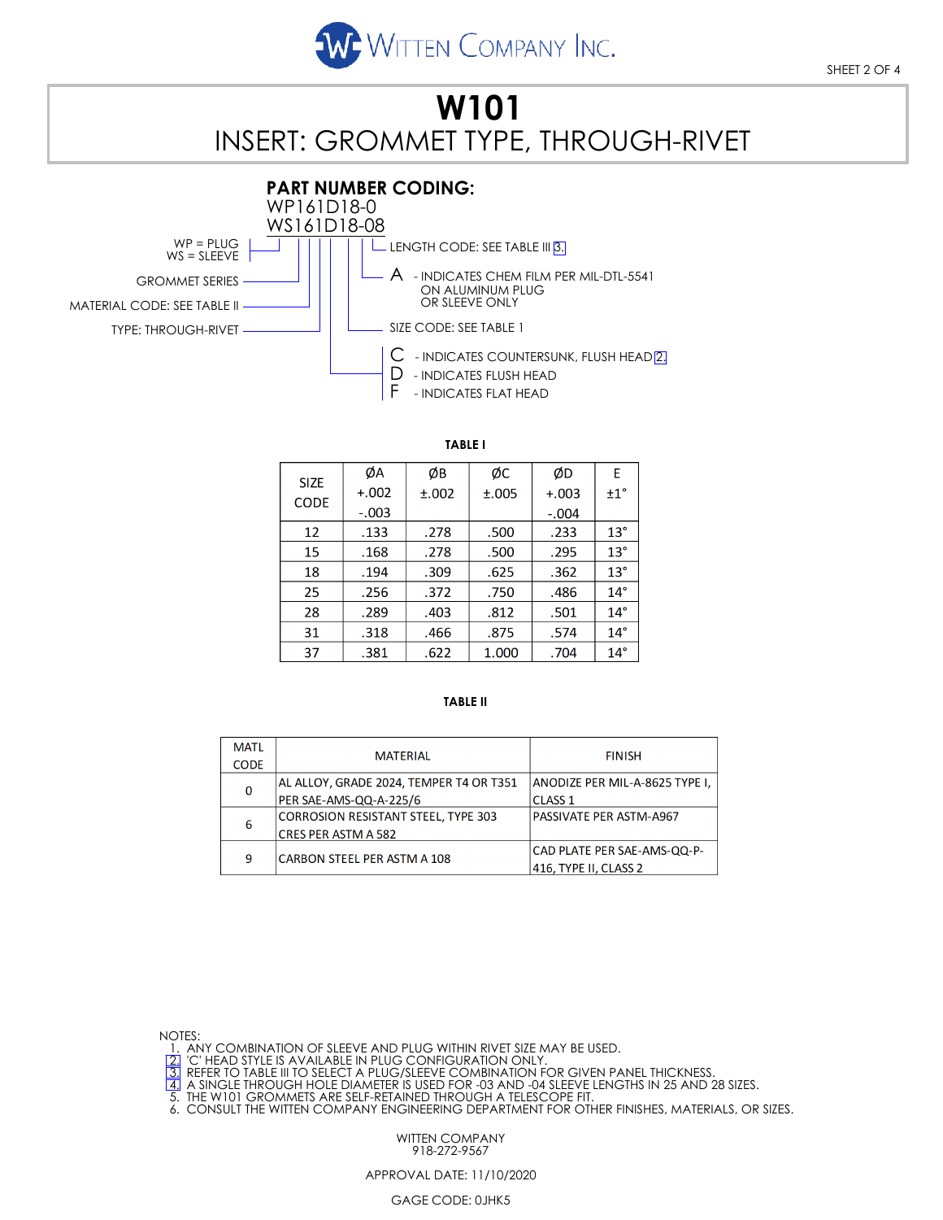WITTEN COMPANY INC.

# W101

## INSERT: GROMMET TYPE, THROUGH-RIVET

### PART NUMBER CODING:

WP161D18-0
WS161D18-08

- WP = PLUG / WS = SLEEVE
- GROMMET SERIES
- MATERIAL CODE: SEE TABLE II
- TYPE: THROUGH-RIVET
- LENGTH CODE: SEE TABLE III [3]
- A - INDICATES CHEM FILM PER MIL-DTL-5541 ON ALUMINUM PLUG OR SLEEVE ONLY
- SIZE CODE: SEE TABLE 1
- C - INDICATES COUNTERSUNK, FLUSH HEAD [2]
- D - INDICATES FLUSH HEAD
- F - INDICATES FLAT HEAD

**TABLE I**

| SIZE CODE | ØA +.002 -.003 | ØB ±.002 | ØC ±.005 | ØD +.003 -.004 | E ±1° |
|---|---|---|---|---|---|
| 12 | .133 | .278 | .500 | .233 | 13° |
| 15 | .168 | .278 | .500 | .295 | 13° |
| 18 | .194 | .309 | .625 | .362 | 13° |
| 25 | .256 | .372 | .750 | .486 | 14° |
| 28 | .289 | .403 | .812 | .501 | 14° |
| 31 | .318 | .466 | .875 | .574 | 14° |
| 37 | .381 | .622 | 1.000 | .704 | 14° |

**TABLE II**

| MATL CODE | MATERIAL | FINISH |
|---|---|---|
| 0 | AL ALLOY, GRADE 2024, TEMPER T4 OR T351 PER SAE-AMS-QQ-A-225/6 | ANODIZE PER MIL-A-8625 TYPE I, CLASS 1 |
| 6 | CORROSION RESISTANT STEEL, TYPE 303 CRES PER ASTM A 582 | PASSIVATE PER ASTM-A967 |
| 9 | CARBON STEEL PER ASTM A 108 | CAD PLATE PER SAE-AMS-QQ-P-416, TYPE II, CLASS 2 |

NOTES:

1. ANY COMBINATION OF SLEEVE AND PLUG WITHIN RIVET SIZE MAY BE USED.
2. 'C' HEAD STYLE IS AVAILABLE IN PLUG CONFIGURATION ONLY.
3. REFER TO TABLE III TO SELECT A PLUG/SLEEVE COMBINATION FOR GIVEN PANEL THICKNESS.
4. A SINGLE THROUGH HOLE DIAMETER IS USED FOR -03 AND -04 SLEEVE LENGTHS IN 25 AND 28 SIZES.
5. THE W101 GROMMETS ARE SELF-RETAINED THROUGH A TELESCOPE FIT.
6. CONSULT THE WITTEN COMPANY ENGINEERING DEPARTMENT FOR OTHER FINISHES, MATERIALS, OR SIZES.

WITTEN COMPANY
918-272-9567

APPROVAL DATE: 11/10/2020

GAGE CODE: 0JHK5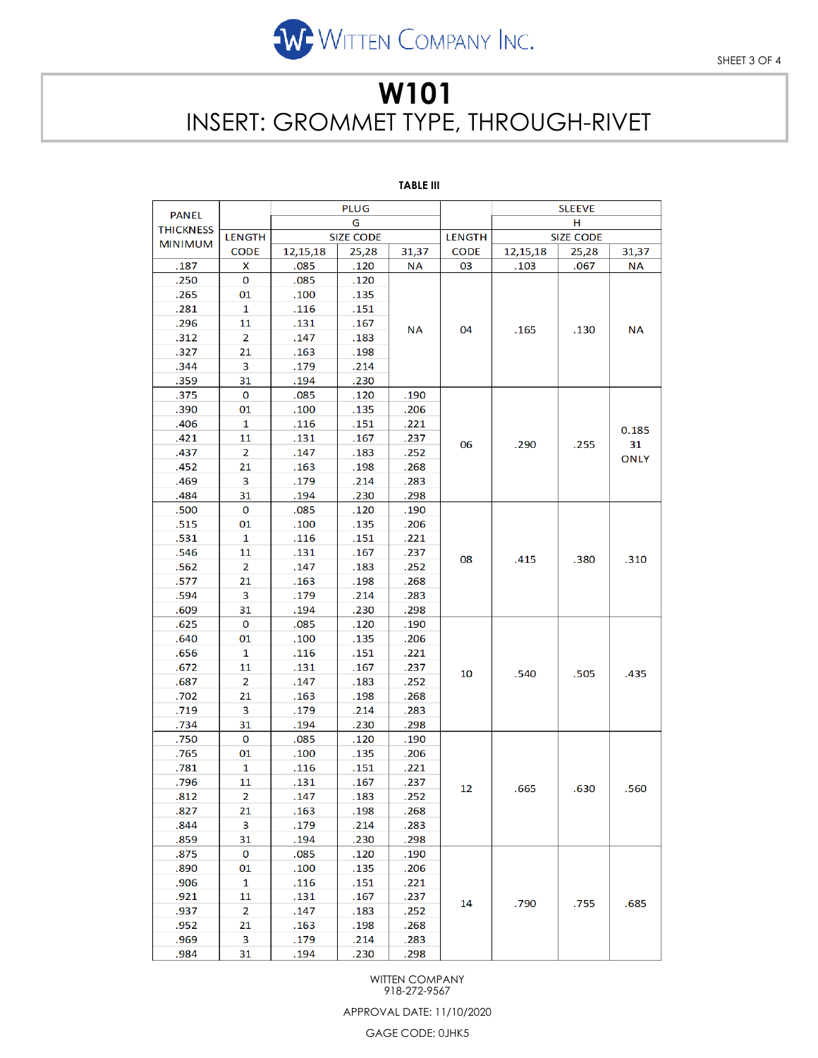# W101

## INSERT: GROMMET TYPE, THROUGH-RIVET

**TABLE III**

| PANEL THICKNESS MINIMUM | LENGTH CODE | PLUG G SIZE CODE 12,15,18 | PLUG G SIZE CODE 25,28 | PLUG G SIZE CODE 31,37 | LENGTH CODE | SLEEVE H SIZE CODE 12,15,18 | SLEEVE H SIZE CODE 25,28 | SLEEVE H SIZE CODE 31,37 |
|---|---|---|---|---|---|---|---|---|
| .187 | X | .085 | .120 | NA | 03 | .103 | .067 | NA |
| .250 | 0 | .085 | .120 | NA | 04 | .165 | .130 | NA |
| .265 | 01 | .100 | .135 | | | | | |
| .281 | 1 | .116 | .151 | | | | | |
| .296 | 11 | .131 | .167 | | | | | |
| .312 | 2 | .147 | .183 | | | | | |
| .327 | 21 | .163 | .198 | | | | | |
| .344 | 3 | .179 | .214 | | | | | |
| .359 | 31 | .194 | .230 | | | | | |
| .375 | 0 | .085 | .120 | .190 | 06 | .290 | .255 | 0.185 31 ONLY |
| .390 | 01 | .100 | .135 | .206 | | | | |
| .406 | 1 | .116 | .151 | .221 | | | | |
| .421 | 11 | .131 | .167 | .237 | | | | |
| .437 | 2 | .147 | .183 | .252 | | | | |
| .452 | 21 | .163 | .198 | .268 | | | | |
| .469 | 3 | .179 | .214 | .283 | | | | |
| .484 | 31 | .194 | .230 | .298 | | | | |
| .500 | 0 | .085 | .120 | .190 | 08 | .415 | .380 | .310 |
| .515 | 01 | .100 | .135 | .206 | | | | |
| .531 | 1 | .116 | .151 | .221 | | | | |
| .546 | 11 | .131 | .167 | .237 | | | | |
| .562 | 2 | .147 | .183 | .252 | | | | |
| .577 | 21 | .163 | .198 | .268 | | | | |
| .594 | 3 | .179 | .214 | .283 | | | | |
| .609 | 31 | .194 | .230 | .298 | | | | |
| .625 | 0 | .085 | .120 | .190 | 10 | .540 | .505 | .435 |
| .640 | 01 | .100 | .135 | .206 | | | | |
| .656 | 1 | .116 | .151 | .221 | | | | |
| .672 | 11 | .131 | .167 | .237 | | | | |
| .687 | 2 | .147 | .183 | .252 | | | | |
| .702 | 21 | .163 | .198 | .268 | | | | |
| .719 | 3 | .179 | .214 | .283 | | | | |
| .734 | 31 | .194 | .230 | .298 | | | | |
| .750 | 0 | .085 | .120 | .190 | 12 | .665 | .630 | .560 |
| .765 | 01 | .100 | .135 | .206 | | | | |
| .781 | 1 | .116 | .151 | .221 | | | | |
| .796 | 11 | .131 | .167 | .237 | | | | |
| .812 | 2 | .147 | .183 | .252 | | | | |
| .827 | 21 | .163 | .198 | .268 | | | | |
| .844 | 3 | .179 | .214 | .283 | | | | |
| .859 | 31 | .194 | .230 | .298 | | | | |
| .875 | 0 | .085 | .120 | .190 | 14 | .790 | .755 | .685 |
| .890 | 01 | .100 | .135 | .206 | | | | |
| .906 | 1 | .116 | .151 | .221 | | | | |
| .921 | 11 | .131 | .167 | .237 | | | | |
| .937 | 2 | .147 | .183 | .252 | | | | |
| .952 | 21 | .163 | .198 | .268 | | | | |
| .969 | 3 | .179 | .214 | .283 | | | | |
| .984 | 31 | .194 | .230 | .298 | | | | |

WITTEN COMPANY
918-272-9567

APPROVAL DATE: 11/10/2020

GAGE CODE: 0JHK5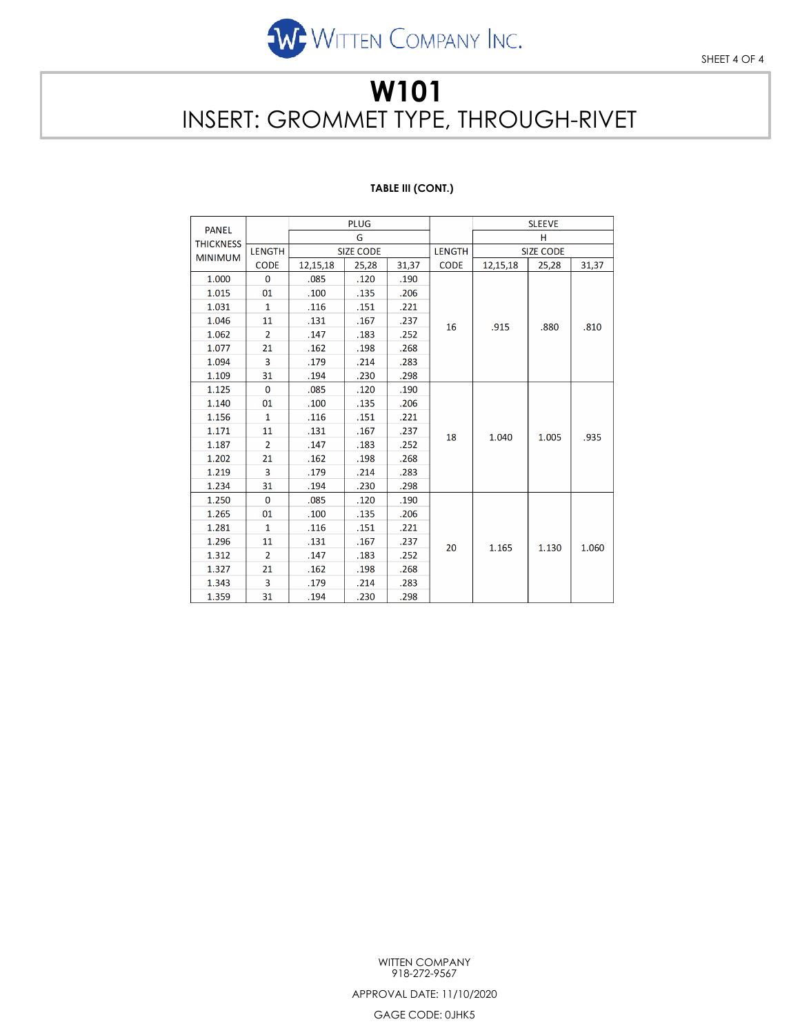# W101

## INSERT: GROMMET TYPE, THROUGH-RIVET

**TABLE III (CONT.)**

| PANEL THICKNESS MINIMUM | | PLUG | | | | SLEEVE | | |
|---|---|---|---|---|---|---|---|---|
| | | G | | | | H | | |
| | LENGTH | SIZE CODE | | | LENGTH | SIZE CODE | | |
| | CODE | 12,15,18 | 25,28 | 31,37 | CODE | 12,15,18 | 25,28 | 31,37 |
| 1.000 | 0 | .085 | .120 | .190 | 16 | .915 | .880 | .810 |
| 1.015 | 01 | .100 | .135 | .206 | | | | |
| 1.031 | 1 | .116 | .151 | .221 | | | | |
| 1.046 | 11 | .131 | .167 | .237 | | | | |
| 1.062 | 2 | .147 | .183 | .252 | | | | |
| 1.077 | 21 | .162 | .198 | .268 | | | | |
| 1.094 | 3 | .179 | .214 | .283 | | | | |
| 1.109 | 31 | .194 | .230 | .298 | | | | |
| 1.125 | 0 | .085 | .120 | .190 | 18 | 1.040 | 1.005 | .935 |
| 1.140 | 01 | .100 | .135 | .206 | | | | |
| 1.156 | 1 | .116 | .151 | .221 | | | | |
| 1.171 | 11 | .131 | .167 | .237 | | | | |
| 1.187 | 2 | .147 | .183 | .252 | | | | |
| 1.202 | 21 | .162 | .198 | .268 | | | | |
| 1.219 | 3 | .179 | .214 | .283 | | | | |
| 1.234 | 31 | .194 | .230 | .298 | | | | |
| 1.250 | 0 | .085 | .120 | .190 | 20 | 1.165 | 1.130 | 1.060 |
| 1.265 | 01 | .100 | .135 | .206 | | | | |
| 1.281 | 1 | .116 | .151 | .221 | | | | |
| 1.296 | 11 | .131 | .167 | .237 | | | | |
| 1.312 | 2 | .147 | .183 | .252 | | | | |
| 1.327 | 21 | .162 | .198 | .268 | | | | |
| 1.343 | 3 | .179 | .214 | .283 | | | | |
| 1.359 | 31 | .194 | .230 | .298 | | | | |

WITTEN COMPANY
918-272-9567

APPROVAL DATE: 11/10/2020

GAGE CODE: 0JHK5